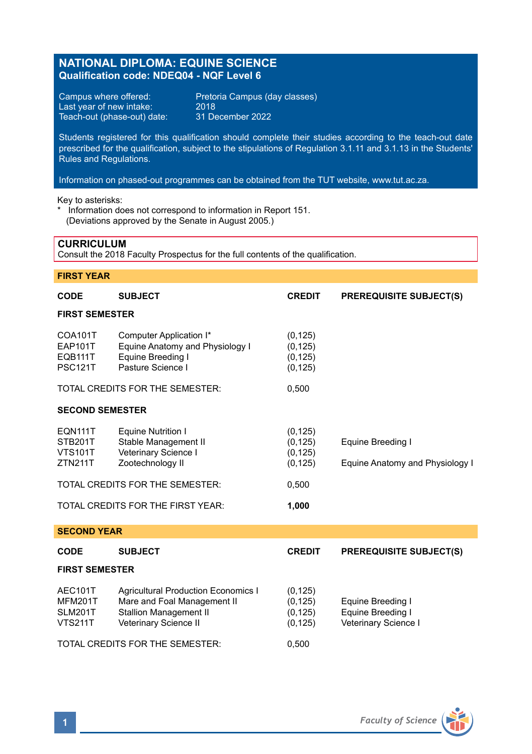# NATIONAL DIPLOMA: EQUINE SCIENCE
**Qualification code: NDEQ04 - NQF Level 6**

Campus where offered: Pretoria Campus (day classes)
Last year of new intake: 2018
Teach-out (phase-out) date: 31 December 2022

Students registered for this qualification should complete their studies according to the teach-out date prescribed for the qualification, subject to the stipulations of Regulation 3.1.11 and 3.1.13 in the Students' Rules and Regulations.

Information on phased-out programmes can be obtained from the TUT website, www.tut.ac.za.

Key to asterisks:
\* Information does not correspond to information in Report 151. (Deviations approved by the Senate in August 2005.)

## CURRICULUM
Consult the 2018 Faculty Prospectus for the full contents of the qualification.

### FIRST YEAR

| CODE | SUBJECT | CREDIT | PREREQUISITE SUBJECT(S) |
|---|---|---|---|
| **FIRST SEMESTER** | | | |
| COA101T | Computer Application I* | (0,125) | |
| EAP101T | Equine Anatomy and Physiology I | (0,125) | |
| EQB111T | Equine Breeding I | (0,125) | |
| PSC121T | Pasture Science I | (0,125) | |
| TOTAL CREDITS FOR THE SEMESTER: | | 0,500 | |
| **SECOND SEMESTER** | | | |
| EQN111T | Equine Nutrition I | (0,125) | |
| STB201T | Stable Management II | (0,125) | Equine Breeding I |
| VTS101T | Veterinary Science I | (0,125) | |
| ZTN211T | Zootechnology II | (0,125) | Equine Anatomy and Physiology I |
| TOTAL CREDITS FOR THE SEMESTER: | | 0,500 | |
| TOTAL CREDITS FOR THE FIRST YEAR: | | **1,000** | |

### SECOND YEAR

| CODE | SUBJECT | CREDIT | PREREQUISITE SUBJECT(S) |
|---|---|---|---|
| **FIRST SEMESTER** | | | |
| AEC101T | Agricultural Production Economics I | (0,125) | |
| MFM201T | Mare and Foal Management II | (0,125) | Equine Breeding I |
| SLM201T | Stallion Management II | (0,125) | Equine Breeding I |
| VTS211T | Veterinary Science II | (0,125) | Veterinary Science I |
| TOTAL CREDITS FOR THE SEMESTER: | | 0,500 | |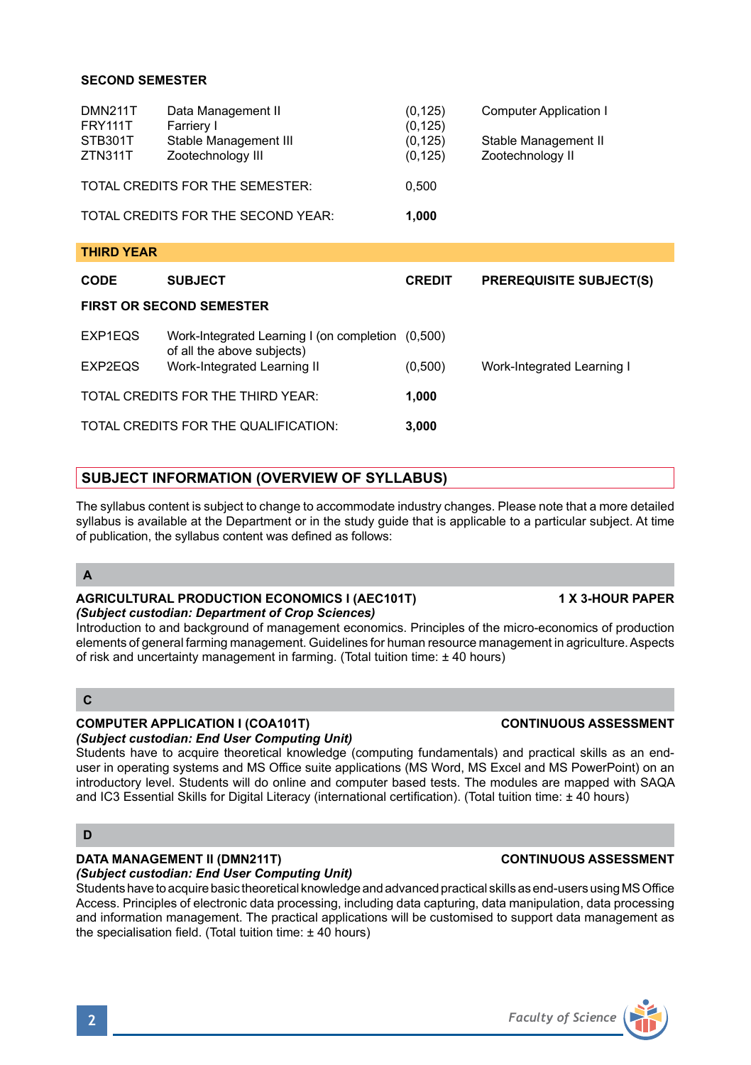**SECOND SEMESTER**

| | | | |
|---|---|---|---|
| DMN211T | Data Management II | (0,125) | Computer Application I |
| FRY111T | Farriery I | (0,125) | |
| STB301T | Stable Management III | (0,125) | Stable Management II |
| ZTN311T | Zootechnology III | (0,125) | Zootechnology II |
| TOTAL CREDITS FOR THE SEMESTER: | | 0,500 | |
| TOTAL CREDITS FOR THE SECOND YEAR: | | **1,000** | |

**THIRD YEAR**

| CODE | SUBJECT | CREDIT | PREREQUISITE SUBJECT(S) |
|---|---|---|---|
| **FIRST OR SECOND SEMESTER** | | | |
| EXP1EQS | Work-Integrated Learning I (on completion of all the above subjects) | (0,500) | |
| EXP2EQS | Work-Integrated Learning II | (0,500) | Work-Integrated Learning I |
| TOTAL CREDITS FOR THE THIRD YEAR: | | **1,000** | |
| TOTAL CREDITS FOR THE QUALIFICATION: | | **3,000** | |

## SUBJECT INFORMATION (OVERVIEW OF SYLLABUS)

The syllabus content is subject to change to accommodate industry changes. Please note that a more detailed syllabus is available at the Department or in the study guide that is applicable to a particular subject. At time of publication, the syllabus content was defined as follows:

### A

**AGRICULTURAL PRODUCTION ECONOMICS I (AEC101T) — 1 X 3-HOUR PAPER**
***(Subject custodian: Department of Crop Sciences)***
Introduction to and background of management economics. Principles of the micro-economics of production elements of general farming management. Guidelines for human resource management in agriculture. Aspects of risk and uncertainty management in farming. (Total tuition time: ± 40 hours)

### C

**COMPUTER APPLICATION I (COA101T) — CONTINUOUS ASSESSMENT**
***(Subject custodian: End User Computing Unit)***
Students have to acquire theoretical knowledge (computing fundamentals) and practical skills as an end-user in operating systems and MS Office suite applications (MS Word, MS Excel and MS PowerPoint) on an introductory level. Students will do online and computer based tests. The modules are mapped with SAQA and IC3 Essential Skills for Digital Literacy (international certification). (Total tuition time: ± 40 hours)

### D

**DATA MANAGEMENT II (DMN211T) — CONTINUOUS ASSESSMENT**
***(Subject custodian: End User Computing Unit)***
Students have to acquire basic theoretical knowledge and advanced practical skills as end-users using MS Office Access. Principles of electronic data processing, including data capturing, data manipulation, data processing and information management. The practical applications will be customised to support data management as the specialisation field. (Total tuition time: ± 40 hours)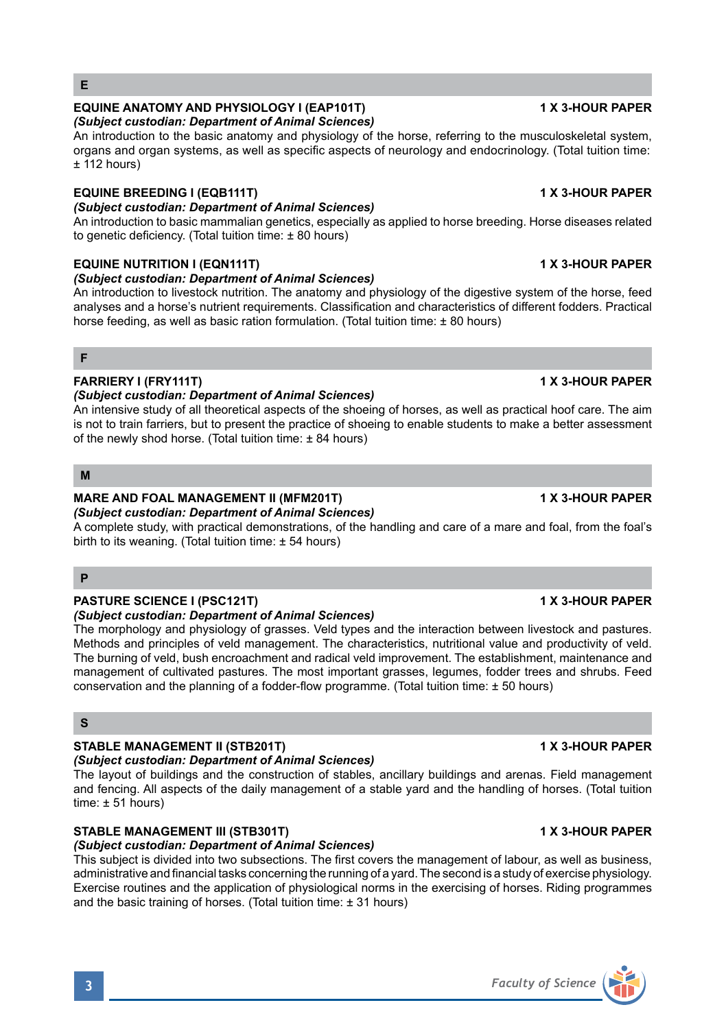## E

### EQUINE ANATOMY AND PHYSIOLOGY I (EAP101T) — 1 X 3-HOUR PAPER

***(Subject custodian: Department of Animal Sciences)***

An introduction to the basic anatomy and physiology of the horse, referring to the musculoskeletal system, organs and organ systems, as well as specific aspects of neurology and endocrinology. (Total tuition time: ± 112 hours)

### EQUINE BREEDING I (EQB111T) — 1 X 3-HOUR PAPER

***(Subject custodian: Department of Animal Sciences)***

An introduction to basic mammalian genetics, especially as applied to horse breeding. Horse diseases related to genetic deficiency. (Total tuition time: ± 80 hours)

### EQUINE NUTRITION I (EQN111T) — 1 X 3-HOUR PAPER

***(Subject custodian: Department of Animal Sciences)***

An introduction to livestock nutrition. The anatomy and physiology of the digestive system of the horse, feed analyses and a horse's nutrient requirements. Classification and characteristics of different fodders. Practical horse feeding, as well as basic ration formulation. (Total tuition time: ± 80 hours)

## F

### FARRIERY I (FRY111T) — 1 X 3-HOUR PAPER

***(Subject custodian: Department of Animal Sciences)***

An intensive study of all theoretical aspects of the shoeing of horses, as well as practical hoof care. The aim is not to train farriers, but to present the practice of shoeing to enable students to make a better assessment of the newly shod horse. (Total tuition time: ± 84 hours)

## M

### MARE AND FOAL MANAGEMENT II (MFM201T) — 1 X 3-HOUR PAPER

***(Subject custodian: Department of Animal Sciences)***

A complete study, with practical demonstrations, of the handling and care of a mare and foal, from the foal's birth to its weaning. (Total tuition time: ± 54 hours)

## P

### PASTURE SCIENCE I (PSC121T) — 1 X 3-HOUR PAPER

***(Subject custodian: Department of Animal Sciences)***

The morphology and physiology of grasses. Veld types and the interaction between livestock and pastures. Methods and principles of veld management. The characteristics, nutritional value and productivity of veld. The burning of veld, bush encroachment and radical veld improvement. The establishment, maintenance and management of cultivated pastures. The most important grasses, legumes, fodder trees and shrubs. Feed conservation and the planning of a fodder-flow programme. (Total tuition time: ± 50 hours)

## S

### STABLE MANAGEMENT II (STB201T) — 1 X 3-HOUR PAPER

***(Subject custodian: Department of Animal Sciences)***

The layout of buildings and the construction of stables, ancillary buildings and arenas. Field management and fencing. All aspects of the daily management of a stable yard and the handling of horses. (Total tuition time: ± 51 hours)

### STABLE MANAGEMENT III (STB301T) — 1 X 3-HOUR PAPER

***(Subject custodian: Department of Animal Sciences)***

This subject is divided into two subsections. The first covers the management of labour, as well as business, administrative and financial tasks concerning the running of a yard. The second is a study of exercise physiology. Exercise routines and the application of physiological norms in the exercising of horses. Riding programmes and the basic training of horses. (Total tuition time: ± 31 hours)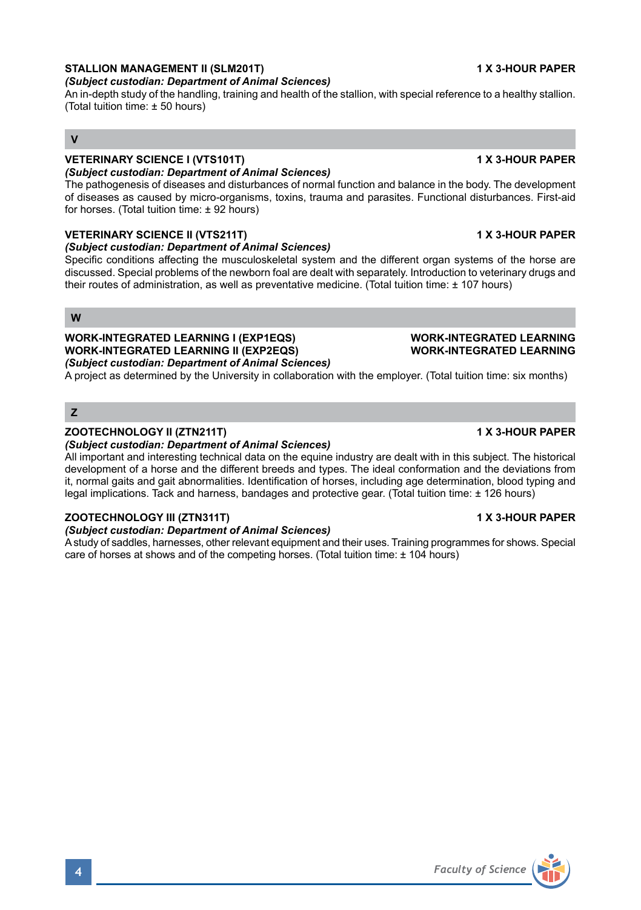**STALLION MANAGEMENT II (SLM201T)** **1 X 3-HOUR PAPER**
***(Subject custodian: Department of Animal Sciences)***
An in-depth study of the handling, training and health of the stallion, with special reference to a healthy stallion. (Total tuition time: ± 50 hours)

## V

**VETERINARY SCIENCE I (VTS101T)** **1 X 3-HOUR PAPER**
***(Subject custodian: Department of Animal Sciences)***
The pathogenesis of diseases and disturbances of normal function and balance in the body. The development of diseases as caused by micro-organisms, toxins, trauma and parasites. Functional disturbances. First-aid for horses. (Total tuition time: ± 92 hours)

**VETERINARY SCIENCE II (VTS211T)** **1 X 3-HOUR PAPER**
***(Subject custodian: Department of Animal Sciences)***
Specific conditions affecting the musculoskeletal system and the different organ systems of the horse are discussed. Special problems of the newborn foal are dealt with separately. Introduction to veterinary drugs and their routes of administration, as well as preventative medicine. (Total tuition time: ± 107 hours)

## W

**WORK-INTEGRATED LEARNING I (EXP1EQS)** **WORK-INTEGRATED LEARNING**
**WORK-INTEGRATED LEARNING II (EXP2EQS)** **WORK-INTEGRATED LEARNING**
***(Subject custodian: Department of Animal Sciences)***
A project as determined by the University in collaboration with the employer. (Total tuition time: six months)

## Z

**ZOOTECHNOLOGY II (ZTN211T)** **1 X 3-HOUR PAPER**
***(Subject custodian: Department of Animal Sciences)***
All important and interesting technical data on the equine industry are dealt with in this subject. The historical development of a horse and the different breeds and types. The ideal conformation and the deviations from it, normal gaits and gait abnormalities. Identification of horses, including age determination, blood typing and legal implications. Tack and harness, bandages and protective gear. (Total tuition time: ± 126 hours)

**ZOOTECHNOLOGY III (ZTN311T)** **1 X 3-HOUR PAPER**
***(Subject custodian: Department of Animal Sciences)***
A study of saddles, harnesses, other relevant equipment and their uses. Training programmes for shows. Special care of horses at shows and of the competing horses. (Total tuition time: ± 104 hours)